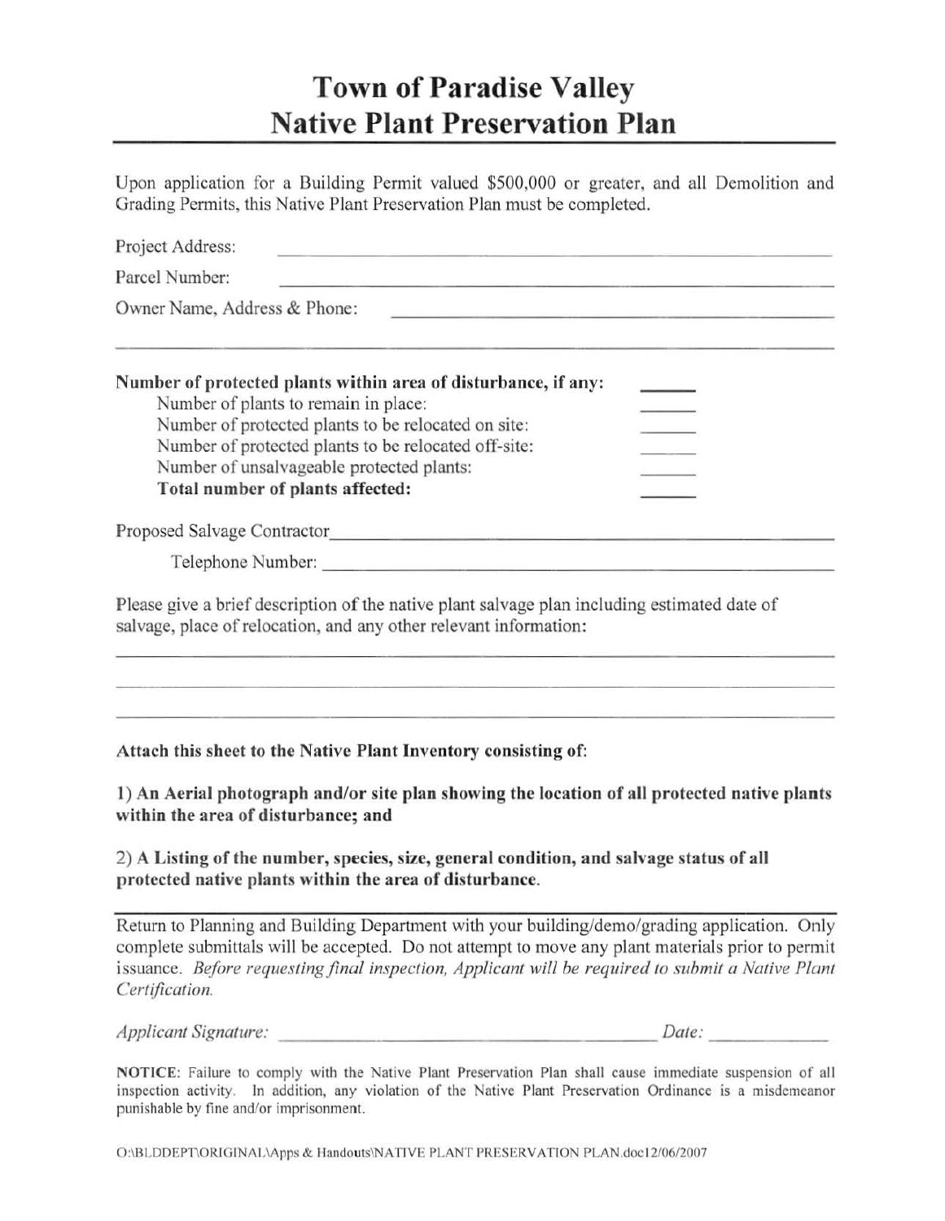# Town of Paradise Valley
# Native Plant Preservation Plan

Upon application for a Building Permit valued $500,000 or greater, and all Demolition and Grading Permits, this Native Plant Preservation Plan must be completed.

Project Address: ______________________________

Parcel Number: ______________________________

Owner Name, Address & Phone: ______________________________

______________________________________________

**Number of protected plants within area of disturbance, if any:** ______

Number of plants to remain in place: ______

Number of protected plants to be relocated on site: ______

Number of protected plants to be relocated off-site: ______

Number of unsalvageable protected plants: ______

**Total number of plants affected:** ______

Proposed Salvage Contractor ______________________________

Telephone Number: ______________________________

Please give a brief description of the native plant salvage plan including estimated date of salvage, place of relocation, and any other relevant information:

______________________________________________

______________________________________________

______________________________________________

**Attach this sheet to the Native Plant Inventory consisting of:**

**1) An Aerial photograph and/or site plan showing the location of all protected native plants within the area of disturbance; and**

**2) A Listing of the number, species, size, general condition, and salvage status of all protected native plants within the area of disturbance.**

---

Return to Planning and Building Department with your building/demo/grading application. Only complete submittals will be accepted. Do not attempt to move any plant materials prior to permit issuance. *Before requesting final inspection, Applicant will be required to submit a Native Plant Certification.*

*Applicant Signature:* ______________________________ *Date:* ____________

**NOTICE**: Failure to comply with the Native Plant Preservation Plan shall cause immediate suspension of all inspection activity. In addition, any violation of the Native Plant Preservation Ordinance is a misdemeanor punishable by fine and/or imprisonment.

O:\BLDDEPT\ORIGINAL\Apps & Handouts\NATIVE PLANT PRESERVATION PLAN.doc12/06/2007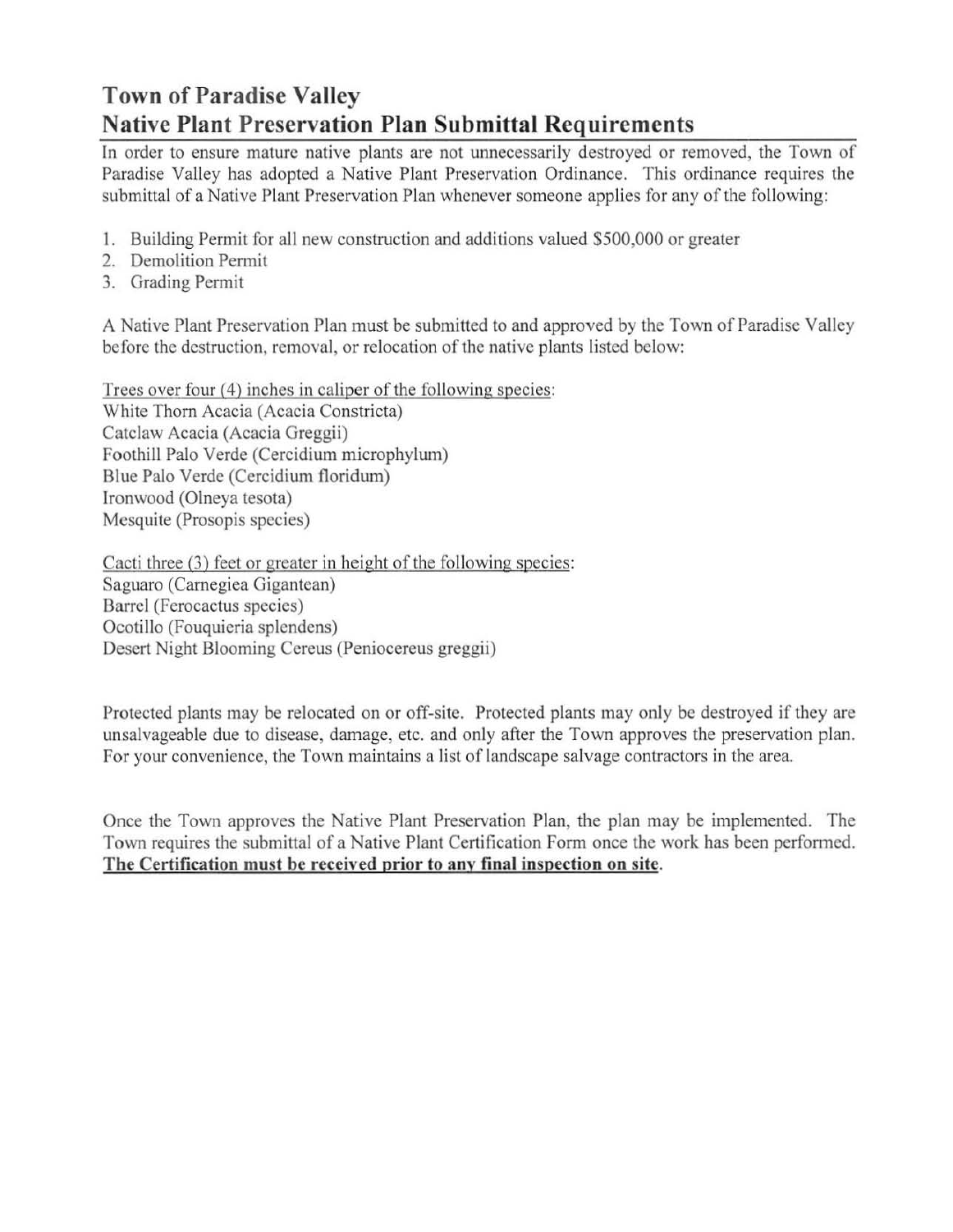# Town of Paradise Valley
# Native Plant Preservation Plan Submittal Requirements

In order to ensure mature native plants are not unnecessarily destroyed or removed, the Town of Paradise Valley has adopted a Native Plant Preservation Ordinance. This ordinance requires the submittal of a Native Plant Preservation Plan whenever someone applies for any of the following:

1. Building Permit for all new construction and additions valued $500,000 or greater
2. Demolition Permit
3. Grading Permit

A Native Plant Preservation Plan must be submitted to and approved by the Town of Paradise Valley before the destruction, removal, or relocation of the native plants listed below:

<u>Trees over four (4) inches in caliper of the following species</u>:
White Thorn Acacia (Acacia Constricta)
Catclaw Acacia (Acacia Greggii)
Foothill Palo Verde (Cercidium microphylum)
Blue Palo Verde (Cercidium floridum)
Ironwood (Olneya tesota)
Mesquite (Prosopis species)

<u>Cacti three (3) feet or greater in height of the following species</u>:
Saguaro (Carnegiea Gigantean)
Barrel (Ferocactus species)
Ocotillo (Fouquieria splendens)
Desert Night Blooming Cereus (Peniocereus greggii)

Protected plants may be relocated on or off-site. Protected plants may only be destroyed if they are unsalvageable due to disease, damage, etc. and only after the Town approves the preservation plan. For your convenience, the Town maintains a list of landscape salvage contractors in the area.

Once the Town approves the Native Plant Preservation Plan, the plan may be implemented. The Town requires the submittal of a Native Plant Certification Form once the work has been performed. **<u>The Certification must be received prior to any final inspection on site</u>**.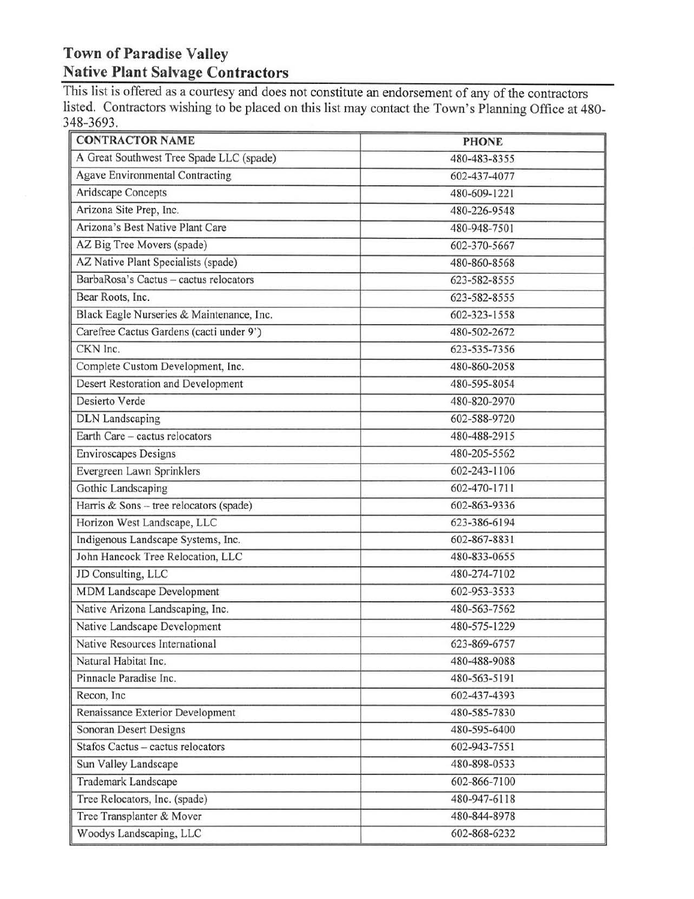## Town of Paradise Valley
## Native Plant Salvage Contractors

This list is offered as a courtesy and does not constitute an endorsement of any of the contractors listed. Contractors wishing to be placed on this list may contact the Town's Planning Office at 480-348-3693.

| CONTRACTOR NAME | PHONE |
|---|---|
| A Great Southwest Tree Spade LLC (spade) | 480-483-8355 |
| Agave Environmental Contracting | 602-437-4077 |
| Aridscape Concepts | 480-609-1221 |
| Arizona Site Prep, Inc. | 480-226-9548 |
| Arizona's Best Native Plant Care | 480-948-7501 |
| AZ Big Tree Movers (spade) | 602-370-5667 |
| AZ Native Plant Specialists (spade) | 480-860-8568 |
| BarbaRosa's Cactus – cactus relocators | 623-582-8555 |
| Bear Roots, Inc. | 623-582-8555 |
| Black Eagle Nurseries & Maintenance, Inc. | 602-323-1558 |
| Carefree Cactus Gardens (cacti under 9') | 480-502-2672 |
| CKN Inc. | 623-535-7356 |
| Complete Custom Development, Inc. | 480-860-2058 |
| Desert Restoration and Development | 480-595-8054 |
| Desierto Verde | 480-820-2970 |
| DLN Landscaping | 602-588-9720 |
| Earth Care – cactus relocators | 480-488-2915 |
| Enviroscapes Designs | 480-205-5562 |
| Evergreen Lawn Sprinklers | 602-243-1106 |
| Gothic Landscaping | 602-470-1711 |
| Harris & Sons – tree relocators (spade) | 602-863-9336 |
| Horizon West Landscape, LLC | 623-386-6194 |
| Indigenous Landscape Systems, Inc. | 602-867-8831 |
| John Hancock Tree Relocation, LLC | 480-833-0655 |
| JD Consulting, LLC | 480-274-7102 |
| MDM Landscape Development | 602-953-3533 |
| Native Arizona Landscaping, Inc. | 480-563-7562 |
| Native Landscape Development | 480-575-1229 |
| Native Resources International | 623-869-6757 |
| Natural Habitat Inc. | 480-488-9088 |
| Pinnacle Paradise Inc. | 480-563-5191 |
| Recon, Inc | 602-437-4393 |
| Renaissance Exterior Development | 480-585-7830 |
| Sonoran Desert Designs | 480-595-6400 |
| Stafos Cactus – cactus relocators | 602-943-7551 |
| Sun Valley Landscape | 480-898-0533 |
| Trademark Landscape | 602-866-7100 |
| Tree Relocators, Inc. (spade) | 480-947-6118 |
| Tree Transplanter & Mover | 480-844-8978 |
| Woodys Landscaping, LLC | 602-868-6232 |